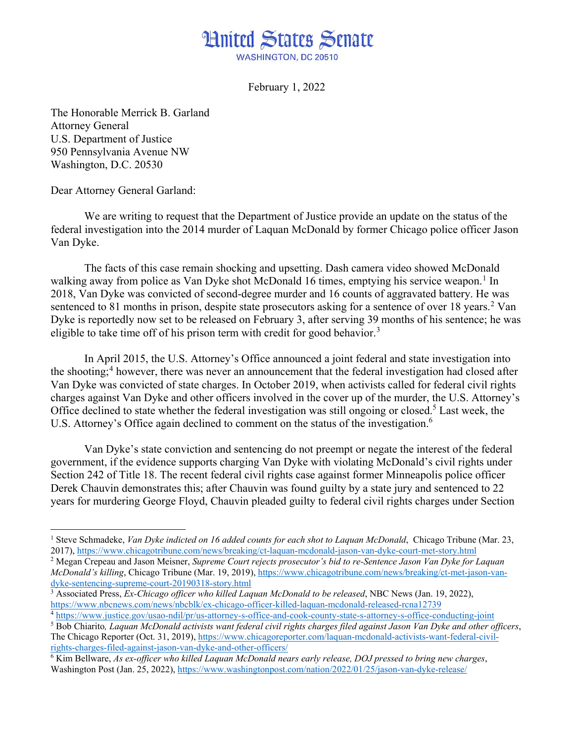# United States Senate

WASHINGTON, DC 20510

February 1, 2022

The Honorable Merrick B. Garland
Attorney General
U.S. Department of Justice
950 Pennsylvania Avenue NW
Washington, D.C. 20530

Dear Attorney General Garland:

We are writing to request that the Department of Justice provide an update on the status of the federal investigation into the 2014 murder of Laquan McDonald by former Chicago police officer Jason Van Dyke.

The facts of this case remain shocking and upsetting. Dash camera video showed McDonald walking away from police as Van Dyke shot McDonald 16 times, emptying his service weapon.[1] In 2018, Van Dyke was convicted of second-degree murder and 16 counts of aggravated battery. He was sentenced to 81 months in prison, despite state prosecutors asking for a sentence of over 18 years.[2] Van Dyke is reportedly now set to be released on February 3, after serving 39 months of his sentence; he was eligible to take time off of his prison term with credit for good behavior.[3]

In April 2015, the U.S. Attorney's Office announced a joint federal and state investigation into the shooting;[4] however, there was never an announcement that the federal investigation had closed after Van Dyke was convicted of state charges. In October 2019, when activists called for federal civil rights charges against Van Dyke and other officers involved in the cover up of the murder, the U.S. Attorney's Office declined to state whether the federal investigation was still ongoing or closed.[5] Last week, the U.S. Attorney's Office again declined to comment on the status of the investigation.[6]

Van Dyke's state conviction and sentencing do not preempt or negate the interest of the federal government, if the evidence supports charging Van Dyke with violating McDonald's civil rights under Section 242 of Title 18. The recent federal civil rights case against former Minneapolis police officer Derek Chauvin demonstrates this; after Chauvin was found guilty by a state jury and sentenced to 22 years for murdering George Floyd, Chauvin pleaded guilty to federal civil rights charges under Section

---

[1] Steve Schmadeke, *Van Dyke indicted on 16 added counts for each shot to Laquan McDonald*, Chicago Tribune (Mar. 23, 2017), https://www.chicagotribune.com/news/breaking/ct-laquan-mcdonald-jason-van-dyke-court-met-story.html

[2] Megan Crepeau and Jason Meisner, *Supreme Court rejects prosecutor's bid to re-Sentence Jason Van Dyke for Laquan McDonald's killing*, Chicago Tribune (Mar. 19, 2019), https://www.chicagotribune.com/news/breaking/ct-met-jason-van-dyke-sentencing-supreme-court-20190318-story.html

[3] Associated Press, *Ex-Chicago officer who killed Laquan McDonald to be released*, NBC News (Jan. 19, 2022), https://www.nbcnews.com/news/nbcblk/ex-chicago-officer-killed-laquan-mcdonald-released-rcna12739

[4] https://www.justice.gov/usao-ndil/pr/us-attorney-s-office-and-cook-county-state-s-attorney-s-office-conducting-joint

[5] Bob Chiarito, *Laquan McDonald activists want federal civil rights charges filed against Jason Van Dyke and other officers*, The Chicago Reporter (Oct. 31, 2019), https://www.chicagoreporter.com/laquan-mcdonald-activists-want-federal-civil-rights-charges-filed-against-jason-van-dyke-and-other-officers/

[6] Kim Bellware, *As ex-officer who killed Laquan McDonald nears early release, DOJ pressed to bring new charges*, Washington Post (Jan. 25, 2022), https://www.washingtonpost.com/nation/2022/01/25/jason-van-dyke-release/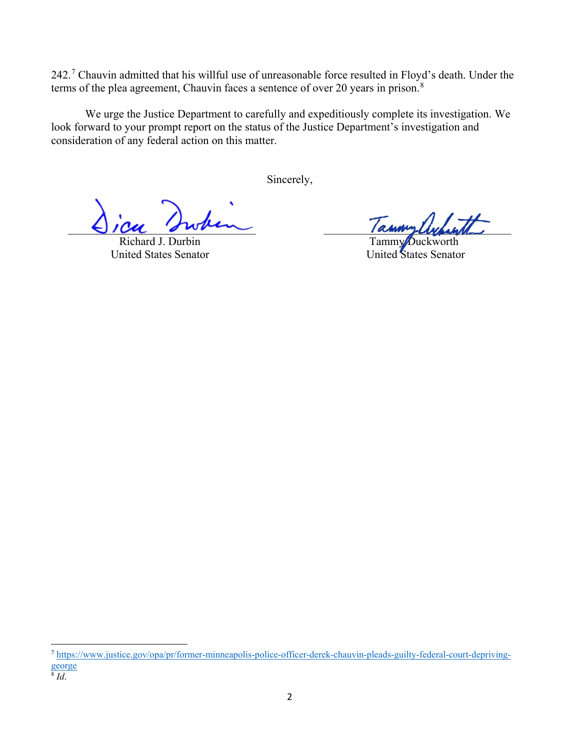242.[7] Chauvin admitted that his willful use of unreasonable force resulted in Floyd's death. Under the terms of the plea agreement, Chauvin faces a sentence of over 20 years in prison.[8]

We urge the Justice Department to carefully and expeditiously complete its investigation. We look forward to your prompt report on the status of the Justice Department's investigation and consideration of any federal action on this matter.

Sincerely,

Richard J. Durbin
United States Senator

Tammy Duckworth
United States Senator

---

[7] https://www.justice.gov/opa/pr/former-minneapolis-police-officer-derek-chauvin-pleads-guilty-federal-court-depriving-george

[8] *Id*.